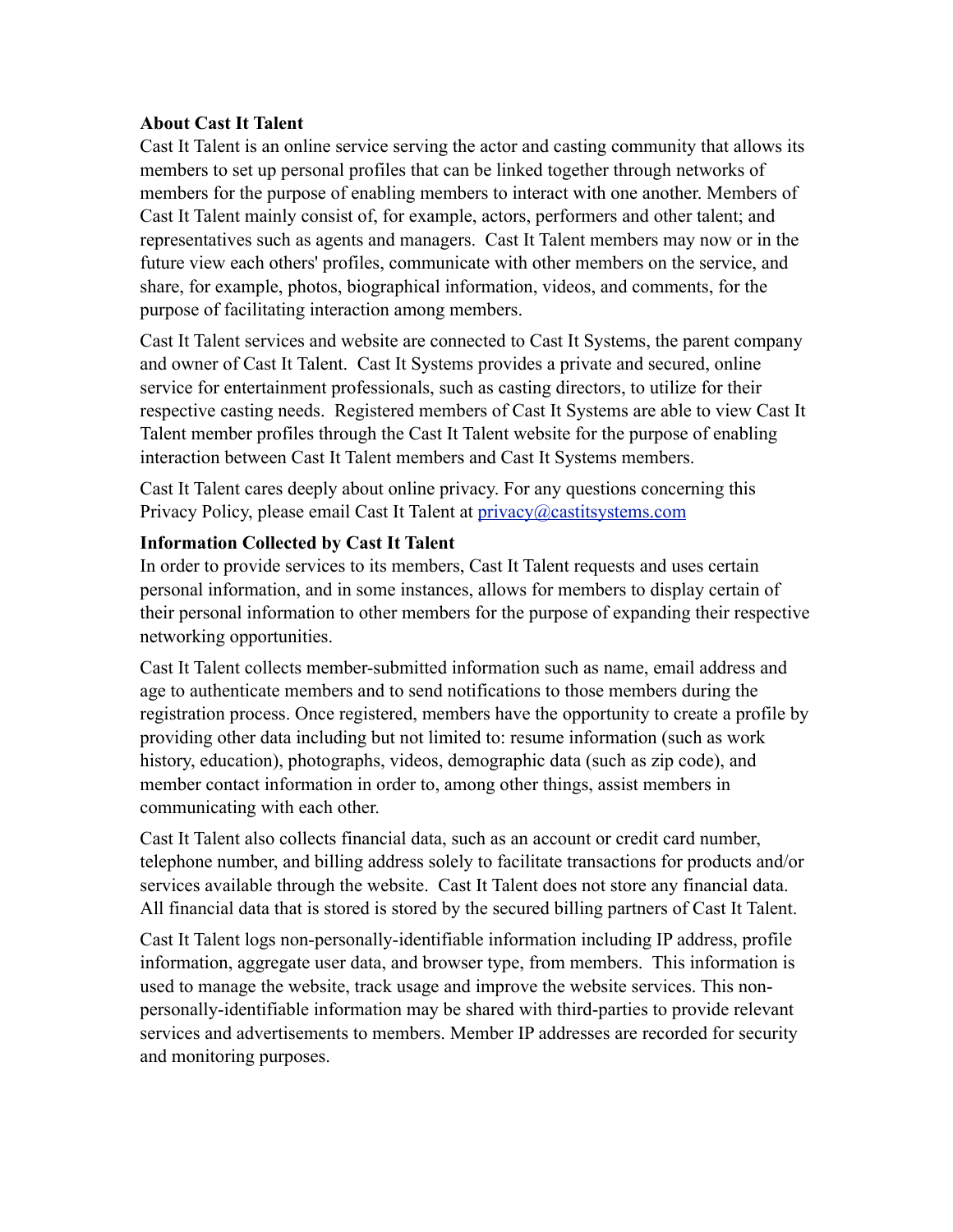**About Cast It Talent**

Cast It Talent is an online service serving the actor and casting community that allows its members to set up personal profiles that can be linked together through networks of members for the purpose of enabling members to interact with one another. Members of Cast It Talent mainly consist of, for example, actors, performers and other talent; and representatives such as agents and managers. Cast It Talent members may now or in the future view each others' profiles, communicate with other members on the service, and share, for example, photos, biographical information, videos, and comments, for the purpose of facilitating interaction among members.

Cast It Talent services and website are connected to Cast It Systems, the parent company and owner of Cast It Talent. Cast It Systems provides a private and secured, online service for entertainment professionals, such as casting directors, to utilize for their respective casting needs. Registered members of Cast It Systems are able to view Cast It Talent member profiles through the Cast It Talent website for the purpose of enabling interaction between Cast It Talent members and Cast It Systems members.

Cast It Talent cares deeply about online privacy. For any questions concerning this Privacy Policy, please email Cast It Talent at privacy@castitsystems.com

**Information Collected by Cast It Talent**

In order to provide services to its members, Cast It Talent requests and uses certain personal information, and in some instances, allows for members to display certain of their personal information to other members for the purpose of expanding their respective networking opportunities.

Cast It Talent collects member-submitted information such as name, email address and age to authenticate members and to send notifications to those members during the registration process. Once registered, members have the opportunity to create a profile by providing other data including but not limited to: resume information (such as work history, education), photographs, videos, demographic data (such as zip code), and member contact information in order to, among other things, assist members in communicating with each other.

Cast It Talent also collects financial data, such as an account or credit card number, telephone number, and billing address solely to facilitate transactions for products and/or services available through the website. Cast It Talent does not store any financial data. All financial data that is stored is stored by the secured billing partners of Cast It Talent.

Cast It Talent logs non-personally-identifiable information including IP address, profile information, aggregate user data, and browser type, from members. This information is used to manage the website, track usage and improve the website services. This non-personally-identifiable information may be shared with third-parties to provide relevant services and advertisements to members. Member IP addresses are recorded for security and monitoring purposes.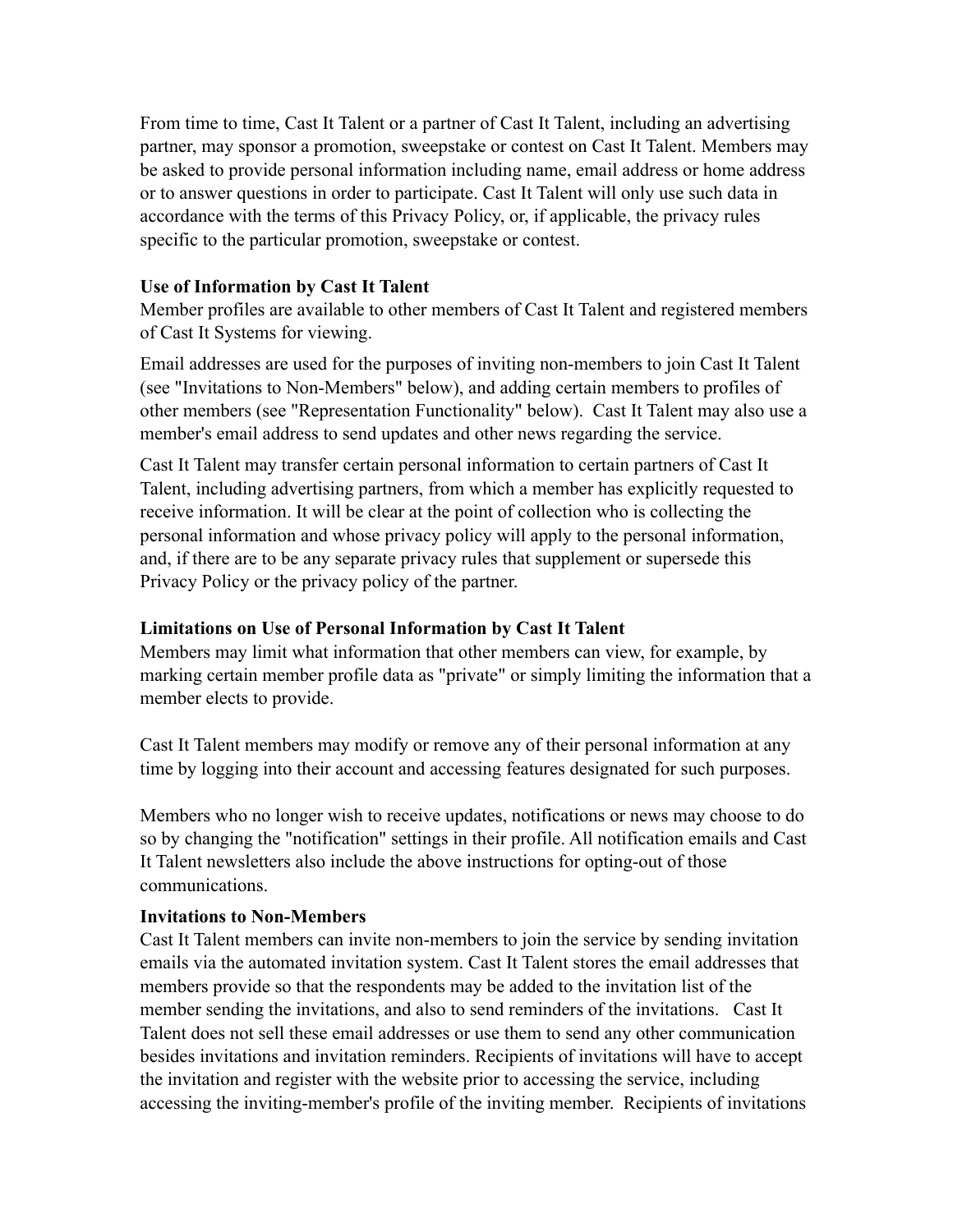From time to time, Cast It Talent or a partner of Cast It Talent, including an advertising partner, may sponsor a promotion, sweepstake or contest on Cast It Talent. Members may be asked to provide personal information including name, email address or home address or to answer questions in order to participate. Cast It Talent will only use such data in accordance with the terms of this Privacy Policy, or, if applicable, the privacy rules specific to the particular promotion, sweepstake or contest.

**Use of Information by Cast It Talent**

Member profiles are available to other members of Cast It Talent and registered members of Cast It Systems for viewing.

Email addresses are used for the purposes of inviting non-members to join Cast It Talent (see "Invitations to Non-Members" below), and adding certain members to profiles of other members (see "Representation Functionality" below). Cast It Talent may also use a member's email address to send updates and other news regarding the service.

Cast It Talent may transfer certain personal information to certain partners of Cast It Talent, including advertising partners, from which a member has explicitly requested to receive information. It will be clear at the point of collection who is collecting the personal information and whose privacy policy will apply to the personal information, and, if there are to be any separate privacy rules that supplement or supersede this Privacy Policy or the privacy policy of the partner.

**Limitations on Use of Personal Information by Cast It Talent**

Members may limit what information that other members can view, for example, by marking certain member profile data as "private" or simply limiting the information that a member elects to provide.

Cast It Talent members may modify or remove any of their personal information at any time by logging into their account and accessing features designated for such purposes.

Members who no longer wish to receive updates, notifications or news may choose to do so by changing the "notification" settings in their profile. All notification emails and Cast It Talent newsletters also include the above instructions for opting-out of those communications.

**Invitations to Non-Members**

Cast It Talent members can invite non-members to join the service by sending invitation emails via the automated invitation system. Cast It Talent stores the email addresses that members provide so that the respondents may be added to the invitation list of the member sending the invitations, and also to send reminders of the invitations. Cast It Talent does not sell these email addresses or use them to send any other communication besides invitations and invitation reminders. Recipients of invitations will have to accept the invitation and register with the website prior to accessing the service, including accessing the inviting-member's profile of the inviting member. Recipients of invitations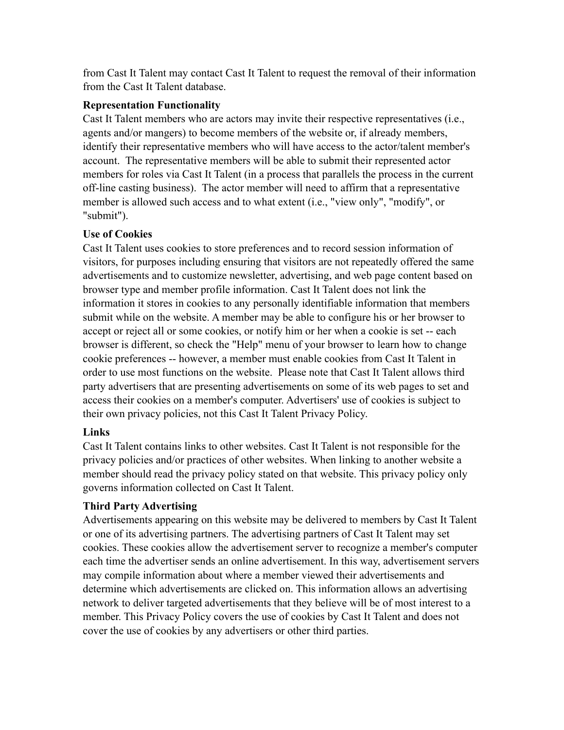from Cast It Talent may contact Cast It Talent to request the removal of their information from the Cast It Talent database.

**Representation Functionality**

Cast It Talent members who are actors may invite their respective representatives (i.e., agents and/or mangers) to become members of the website or, if already members, identify their representative members who will have access to the actor/talent member's account.  The representative members will be able to submit their represented actor members for roles via Cast It Talent (in a process that parallels the process in the current off-line casting business).  The actor member will need to affirm that a representative member is allowed such access and to what extent (i.e., "view only", "modify", or "submit").

**Use of Cookies**

Cast It Talent uses cookies to store preferences and to record session information of visitors, for purposes including ensuring that visitors are not repeatedly offered the same advertisements and to customize newsletter, advertising, and web page content based on browser type and member profile information. Cast It Talent does not link the information it stores in cookies to any personally identifiable information that members submit while on the website. A member may be able to configure his or her browser to accept or reject all or some cookies, or notify him or her when a cookie is set -- each browser is different, so check the "Help" menu of your browser to learn how to change cookie preferences -- however, a member must enable cookies from Cast It Talent in order to use most functions on the website.  Please note that Cast It Talent allows third party advertisers that are presenting advertisements on some of its web pages to set and access their cookies on a member's computer. Advertisers' use of cookies is subject to their own privacy policies, not this Cast It Talent Privacy Policy.

**Links**

Cast It Talent contains links to other websites. Cast It Talent is not responsible for the privacy policies and/or practices of other websites. When linking to another website a member should read the privacy policy stated on that website. This privacy policy only governs information collected on Cast It Talent.

**Third Party Advertising**

Advertisements appearing on this website may be delivered to members by Cast It Talent or one of its advertising partners. The advertising partners of Cast It Talent may set cookies. These cookies allow the advertisement server to recognize a member's computer each time the advertiser sends an online advertisement. In this way, advertisement servers may compile information about where a member viewed their advertisements and determine which advertisements are clicked on. This information allows an advertising network to deliver targeted advertisements that they believe will be of most interest to a member. This Privacy Policy covers the use of cookies by Cast It Talent and does not cover the use of cookies by any advertisers or other third parties.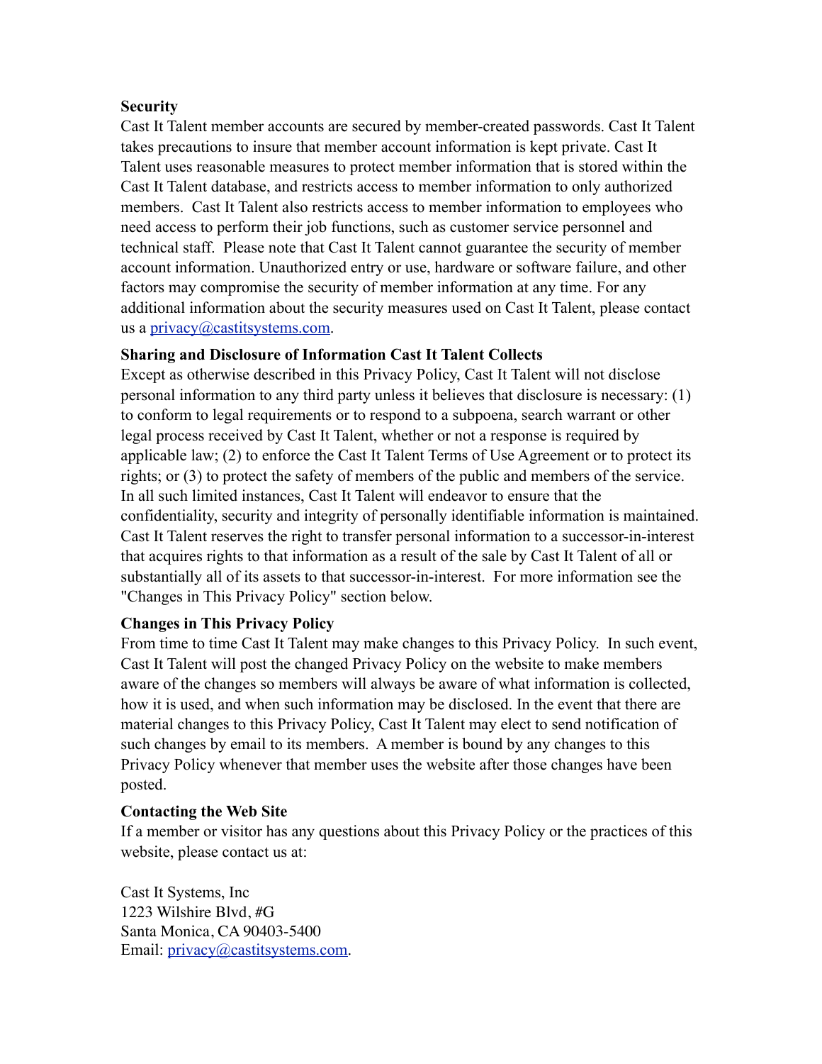**Security**

Cast It Talent member accounts are secured by member-created passwords. Cast It Talent takes precautions to insure that member account information is kept private. Cast It Talent uses reasonable measures to protect member information that is stored within the Cast It Talent database, and restricts access to member information to only authorized members. Cast It Talent also restricts access to member information to employees who need access to perform their job functions, such as customer service personnel and technical staff. Please note that Cast It Talent cannot guarantee the security of member account information. Unauthorized entry or use, hardware or software failure, and other factors may compromise the security of member information at any time. For any additional information about the security measures used on Cast It Talent, please contact us a privacy@castitsystems.com.

**Sharing and Disclosure of Information Cast It Talent Collects**

Except as otherwise described in this Privacy Policy, Cast It Talent will not disclose personal information to any third party unless it believes that disclosure is necessary: (1) to conform to legal requirements or to respond to a subpoena, search warrant or other legal process received by Cast It Talent, whether or not a response is required by applicable law; (2) to enforce the Cast It Talent Terms of Use Agreement or to protect its rights; or (3) to protect the safety of members of the public and members of the service. In all such limited instances, Cast It Talent will endeavor to ensure that the confidentiality, security and integrity of personally identifiable information is maintained. Cast It Talent reserves the right to transfer personal information to a successor-in-interest that acquires rights to that information as a result of the sale by Cast It Talent of all or substantially all of its assets to that successor-in-interest. For more information see the "Changes in This Privacy Policy" section below.

**Changes in This Privacy Policy**

From time to time Cast It Talent may make changes to this Privacy Policy. In such event, Cast It Talent will post the changed Privacy Policy on the website to make members aware of the changes so members will always be aware of what information is collected, how it is used, and when such information may be disclosed. In the event that there are material changes to this Privacy Policy, Cast It Talent may elect to send notification of such changes by email to its members. A member is bound by any changes to this Privacy Policy whenever that member uses the website after those changes have been posted.

**Contacting the Web Site**

If a member or visitor has any questions about this Privacy Policy or the practices of this website, please contact us at:

Cast It Systems, Inc
1223 Wilshire Blvd, #G
Santa Monica, CA 90403-5400
Email: privacy@castitsystems.com.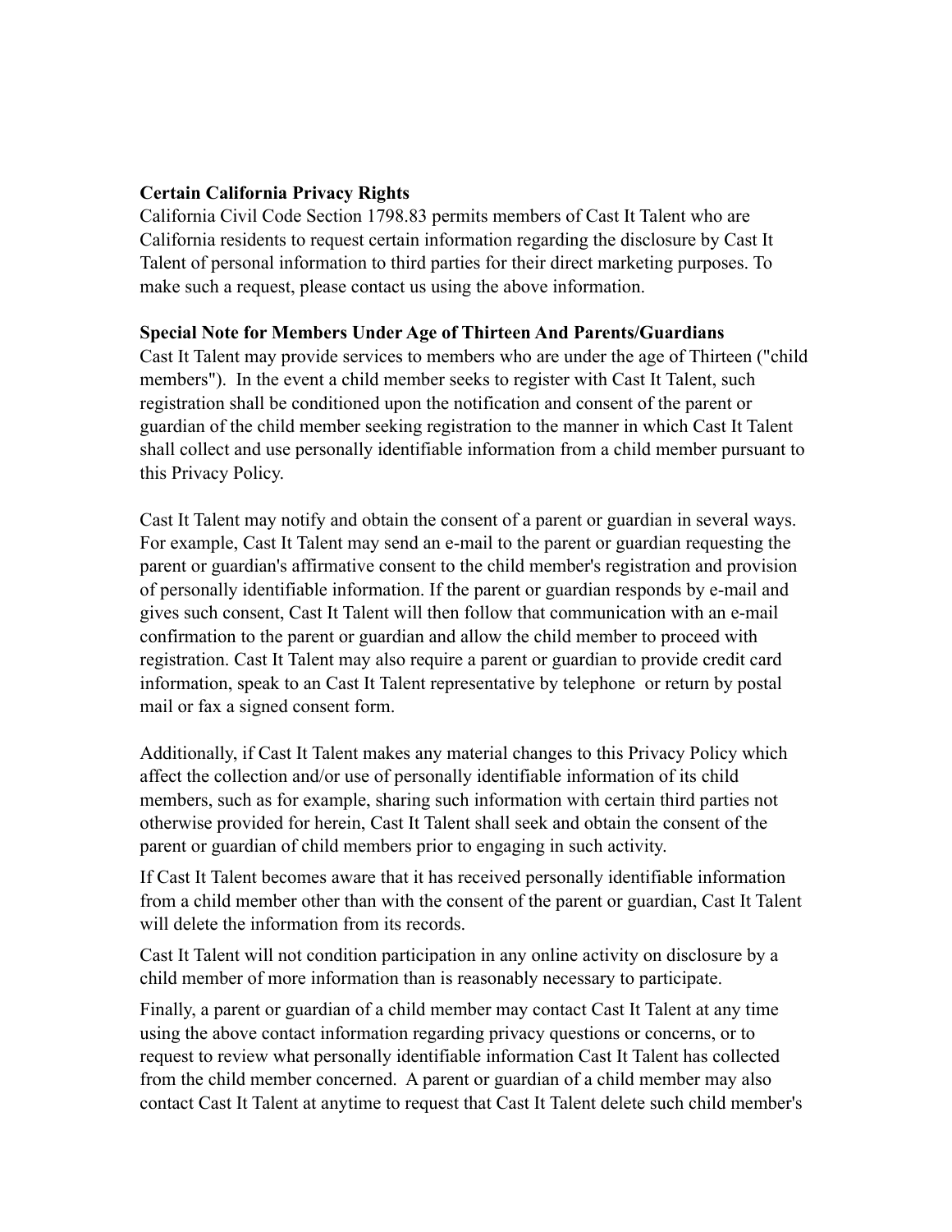**Certain California Privacy Rights**

California Civil Code Section 1798.83 permits members of Cast It Talent who are California residents to request certain information regarding the disclosure by Cast It Talent of personal information to third parties for their direct marketing purposes. To make such a request, please contact us using the above information.

**Special Note for Members Under Age of Thirteen And Parents/Guardians**

Cast It Talent may provide services to members who are under the age of Thirteen ("child members"). In the event a child member seeks to register with Cast It Talent, such registration shall be conditioned upon the notification and consent of the parent or guardian of the child member seeking registration to the manner in which Cast It Talent shall collect and use personally identifiable information from a child member pursuant to this Privacy Policy.

Cast It Talent may notify and obtain the consent of a parent or guardian in several ways. For example, Cast It Talent may send an e-mail to the parent or guardian requesting the parent or guardian's affirmative consent to the child member's registration and provision of personally identifiable information. If the parent or guardian responds by e-mail and gives such consent, Cast It Talent will then follow that communication with an e-mail confirmation to the parent or guardian and allow the child member to proceed with registration. Cast It Talent may also require a parent or guardian to provide credit card information, speak to an Cast It Talent representative by telephone or return by postal mail or fax a signed consent form.

Additionally, if Cast It Talent makes any material changes to this Privacy Policy which affect the collection and/or use of personally identifiable information of its child members, such as for example, sharing such information with certain third parties not otherwise provided for herein, Cast It Talent shall seek and obtain the consent of the parent or guardian of child members prior to engaging in such activity.

If Cast It Talent becomes aware that it has received personally identifiable information from a child member other than with the consent of the parent or guardian, Cast It Talent will delete the information from its records.

Cast It Talent will not condition participation in any online activity on disclosure by a child member of more information than is reasonably necessary to participate.

Finally, a parent or guardian of a child member may contact Cast It Talent at any time using the above contact information regarding privacy questions or concerns, or to request to review what personally identifiable information Cast It Talent has collected from the child member concerned. A parent or guardian of a child member may also contact Cast It Talent at anytime to request that Cast It Talent delete such child member's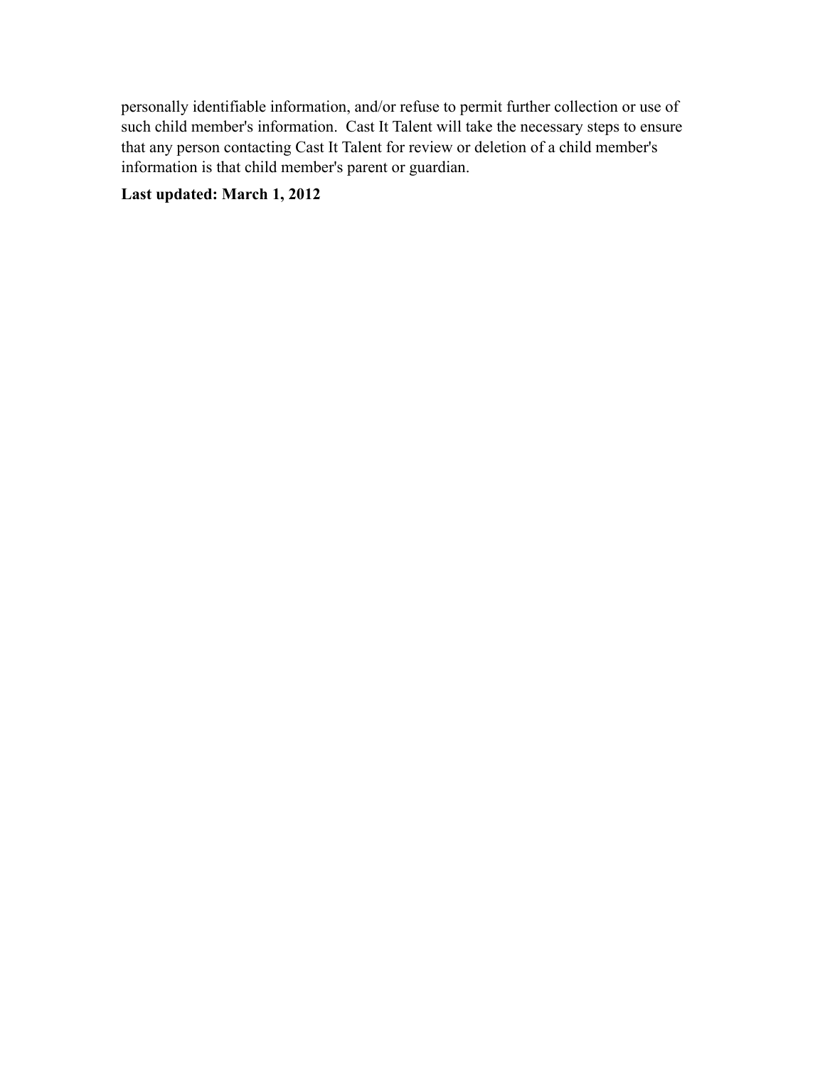personally identifiable information, and/or refuse to permit further collection or use of such child member's information. Cast It Talent will take the necessary steps to ensure that any person contacting Cast It Talent for review or deletion of a child member's information is that child member's parent or guardian.

**Last updated: March 1, 2012**